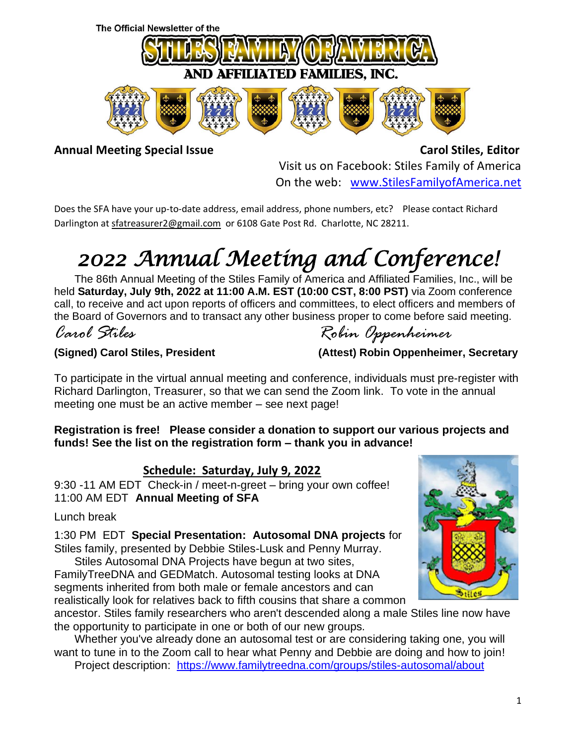The Official Newsletter of the

# STILES FAMILY OF AMERICA AND AFFILIATED FAMILIES, INC.

**Annual Meeting Special Issue** **Carol Stiles, Editor**

Visit us on Facebook: Stiles Family of America
On the web: [www.StilesFamilyofAmerica.net](http://www.StilesFamilyofAmerica.net)

Does the SFA have your up-to-date address, email address, phone numbers, etc? Please contact Richard Darlington at sfatreasurer2@gmail.com or 6108 Gate Post Rd. Charlotte, NC 28211.

# *2022 Annual Meeting and Conference!*

The 86th Annual Meeting of the Stiles Family of America and Affiliated Families, Inc., will be held **Saturday, July 9th, 2022 at 11:00 A.M. EST (10:00 CST, 8:00 PST)** via Zoom conference call, to receive and act upon reports of officers and committees, to elect officers and members of the Board of Governors and to transact any other business proper to come before said meeting.

*Carol Stiles* *Robin Oppenheimer*

**(Signed) Carol Stiles, President** **(Attest) Robin Oppenheimer, Secretary**

To participate in the virtual annual meeting and conference, individuals must pre-register with Richard Darlington, Treasurer, so that we can send the Zoom link. To vote in the annual meeting one must be an active member – see next page!

**Registration is free! Please consider a donation to support our various projects and funds! See the list on the registration form – thank you in advance!**

## Schedule: Saturday, July 9, 2022

9:30 -11 AM EDT Check-in / meet-n-greet – bring your own coffee!
11:00 AM EDT **Annual Meeting of SFA**

Lunch break

1:30 PM EDT **Special Presentation: Autosomal DNA projects** for Stiles family, presented by Debbie Stiles-Lusk and Penny Murray.

Stiles Autosomal DNA Projects have begun at two sites, FamilyTreeDNA and GEDMatch. Autosomal testing looks at DNA segments inherited from both male or female ancestors and can realistically look for relatives back to fifth cousins that share a common ancestor. Stiles family researchers who aren't descended along a male Stiles line now have the opportunity to participate in one or both of our new groups.

Whether you've already done an autosomal test or are considering taking one, you will want to tune in to the Zoom call to hear what Penny and Debbie are doing and how to join!

Project description: [https://www.familytreedna.com/groups/stiles-autosomal/about](https://www.familytreedna.com/groups/stiles-autosomal/about)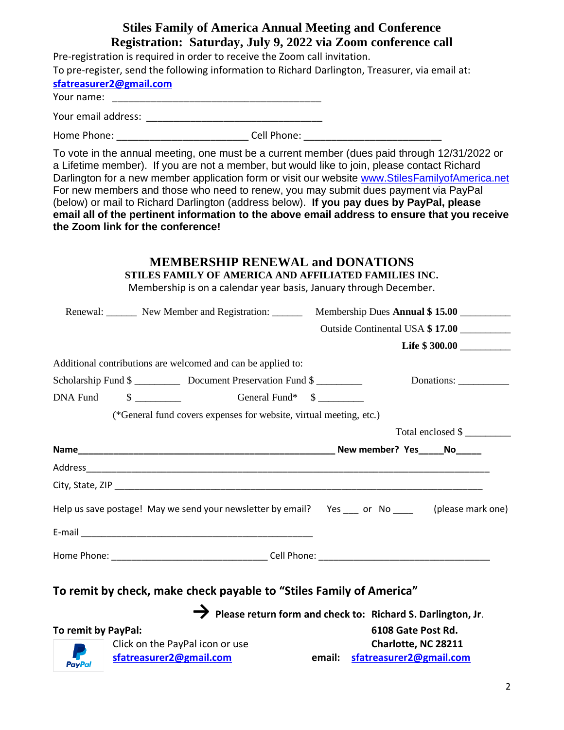## Stiles Family of America Annual Meeting and Conference
## Registration: Saturday, July 9, 2022 via Zoom conference call

Pre-registration is required in order to receive the Zoom call invitation.

To pre-register, send the following information to Richard Darlington, Treasurer, via email at: **sfatreasurer2@gmail.com**

Your name: ________________________________________

Your email address: ________________________________

Home Phone: _______________________ Cell Phone: ________________________

To vote in the annual meeting, one must be a current member (dues paid through 12/31/2022 or a Lifetime member). If you are not a member, but would like to join, please contact Richard Darlington for a new member application form or visit our website www.StilesFamilyofAmerica.net For new members and those who need to renew, you may submit dues payment via PayPal (below) or mail to Richard Darlington (address below). **If you pay dues by PayPal, please email all of the pertinent information to the above email address to ensure that you receive the Zoom link for the conference!**

## MEMBERSHIP RENEWAL and DONATIONS

**STILES FAMILY OF AMERICA AND AFFILIATED FAMILIES INC.**

Membership is on a calendar year basis, January through December.

Renewal: ______ New Member and Registration: ______ Membership Dues **Annual $ 15.00** __________

Outside Continental USA **$ 17.00** __________

**Life $ 300.00** __________

Additional contributions are welcomed and can be applied to:

Scholarship Fund $ _________ Document Preservation Fund $ _________ Donations: __________

DNA Fund $ _________ General Fund* $ _________

(*General fund covers expenses for website, virtual meeting, etc.)

Total enclosed $ _________

**Name**_______________________________________________ **New member? Yes_____No_____**

Address_____________________________________________________________________________

City, State, ZIP ______________________________________________________________________

Help us save postage! May we send your newsletter by email? Yes ___ or No ____ (please mark one)

E-mail _____________________________________________

Home Phone: ____________________________ Cell Phone: ________________________________

### To remit by check, make check payable to "Stiles Family of America"

→ **Please return form and check to: Richard S. Darlington, Jr.**
**6108 Gate Post Rd.**
**Charlotte, NC 28211**
**email: sfatreasurer2@gmail.com**

**To remit by PayPal:**

PayPal

Click on the PayPal icon or use **sfatreasurer2@gmail.com**